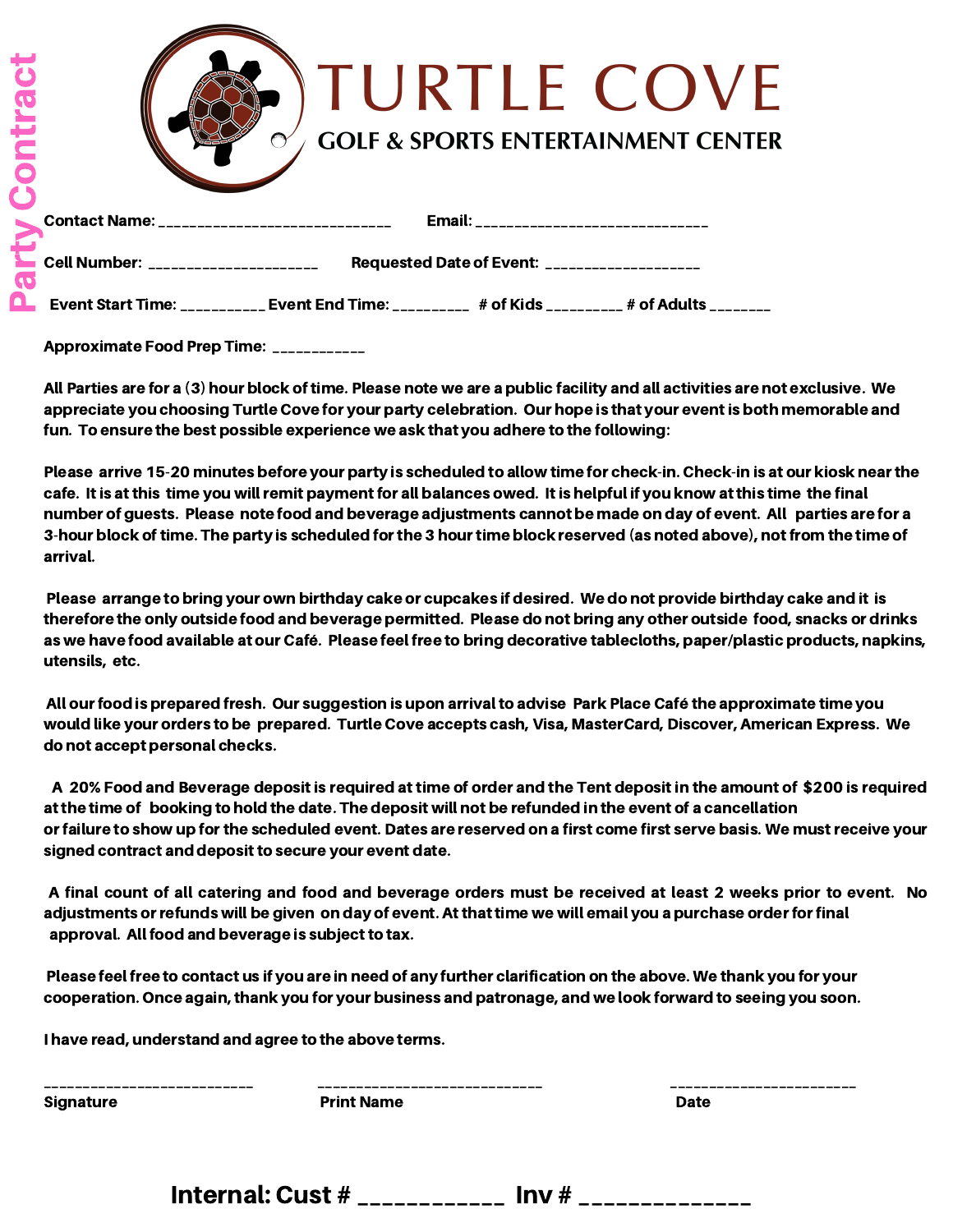# TURTLE COVE

## GOLF & SPORTS ENTERTAINMENT CENTER

**Party Contract**

**Contact Name:** _____________________________ **Email:** _____________________________

**Cell Number:** _____________________ **Requested Date of Event:** ___________________

**Event Start Time:** ___________ **Event End Time:** __________ **# of Kids** __________ **# of Adults** ________

**Approximate Food Prep Time:** ____________

**All Parties are for a (3) hour block of time. Please note we are a public facility and all activities are not exclusive. We appreciate you choosing Turtle Cove for your party celebration. Our hope is that your event is both memorable and fun. To ensure the best possible experience we ask that you adhere to the following:**

**Please arrive 15-20 minutes before your party is scheduled to allow time for check-in. Check-in is at our kiosk near the cafe. It is at this time you will remit payment for all balances owed. It is helpful if you know at this time the final number of guests. Please note food and beverage adjustments cannot be made on day of event. All parties are for a 3-hour block of time. The party is scheduled for the 3 hour time block reserved (as noted above), not from the time of arrival.**

**Please arrange to bring your own birthday cake or cupcakes if desired. We do not provide birthday cake and it is therefore the only outside food and beverage permitted. Please do not bring any other outside food, snacks or drinks as we have food available at our Café. Please feel free to bring decorative tablecloths, paper/plastic products, napkins, utensils, etc.**

**All our food is prepared fresh. Our suggestion is upon arrival to advise Park Place Café the approximate time you would like your orders to be prepared. Turtle Cove accepts cash, Visa, MasterCard, Discover, American Express. We do not accept personal checks.**

**A 20% Food and Beverage deposit is required at time of order and the Tent deposit in the amount of $200 is required at the time of booking to hold the date. The deposit will not be refunded in the event of a cancellation or failure to show up for the scheduled event. Dates are reserved on a first come first serve basis. We must receive your signed contract and deposit to secure your event date.**

**A final count of all catering and food and beverage orders must be received at least 2 weeks prior to event. No adjustments or refunds will be given on day of event. At that time we will email you a purchase order for final approval. All food and beverage is subject to tax.**

**Please feel free to contact us if you are in need of any further clarification on the above. We thank you for your cooperation. Once again, thank you for your business and patronage, and we look forward to seeing you soon.**

**I have read, understand and agree to the above terms.**

__________________________ ____________________________ _______________________

**Signature** **Print Name** **Date**

**Internal: Cust #** ____________ **Inv #** ______________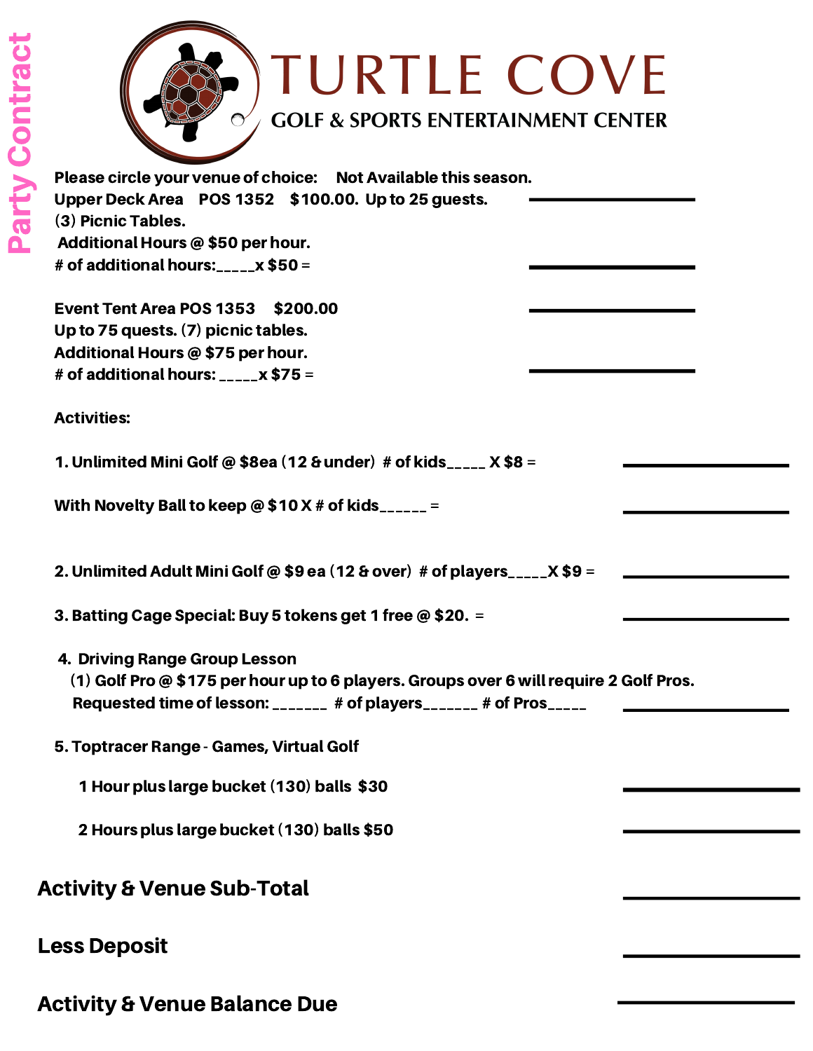# Party Contract

# TURTLE COVE

## GOLF & SPORTS ENTERTAINMENT CENTER

**Please circle your venue of choice: Not Available this season.**

**Upper Deck Area POS 1352 $100.00. Up to 25 guests.** ____________

**(3) Picnic Tables.**

**Additional Hours @ $50 per hour.**

**# of additional hours:_____x $50 =** ____________

**Event Tent Area POS 1353 $200.00** ____________

**Up to 75 quests. (7) picnic tables.**

**Additional Hours @ $75 per hour.**

**# of additional hours: _____x $75 =** ____________

**Activities:**

**1. Unlimited Mini Golf @ $8ea (12 & under) # of kids_____ X $8 =** ____________

**With Novelty Ball to keep @ $10 X # of kids______ =** ____________

**2. Unlimited Adult Mini Golf @ $9 ea (12 & over) # of players_____X $9 =** ____________

**3. Batting Cage Special: Buy 5 tokens get 1 free @ $20. =** ____________

**4. Driving Range Group Lesson**

**(1) Golf Pro @ $175 per hour up to 6 players. Groups over 6 will require 2 Golf Pros.**

**Requested time of lesson: _______ # of players_______ # of Pros_____** ____________

**5. Toptracer Range - Games, Virtual Golf**

**1 Hour plus large bucket (130) balls $30** ____________

**2 Hours plus large bucket (130) balls $50** ____________

## Activity & Venue Sub-Total ____________

## Less Deposit ____________

## Activity & Venue Balance Due ____________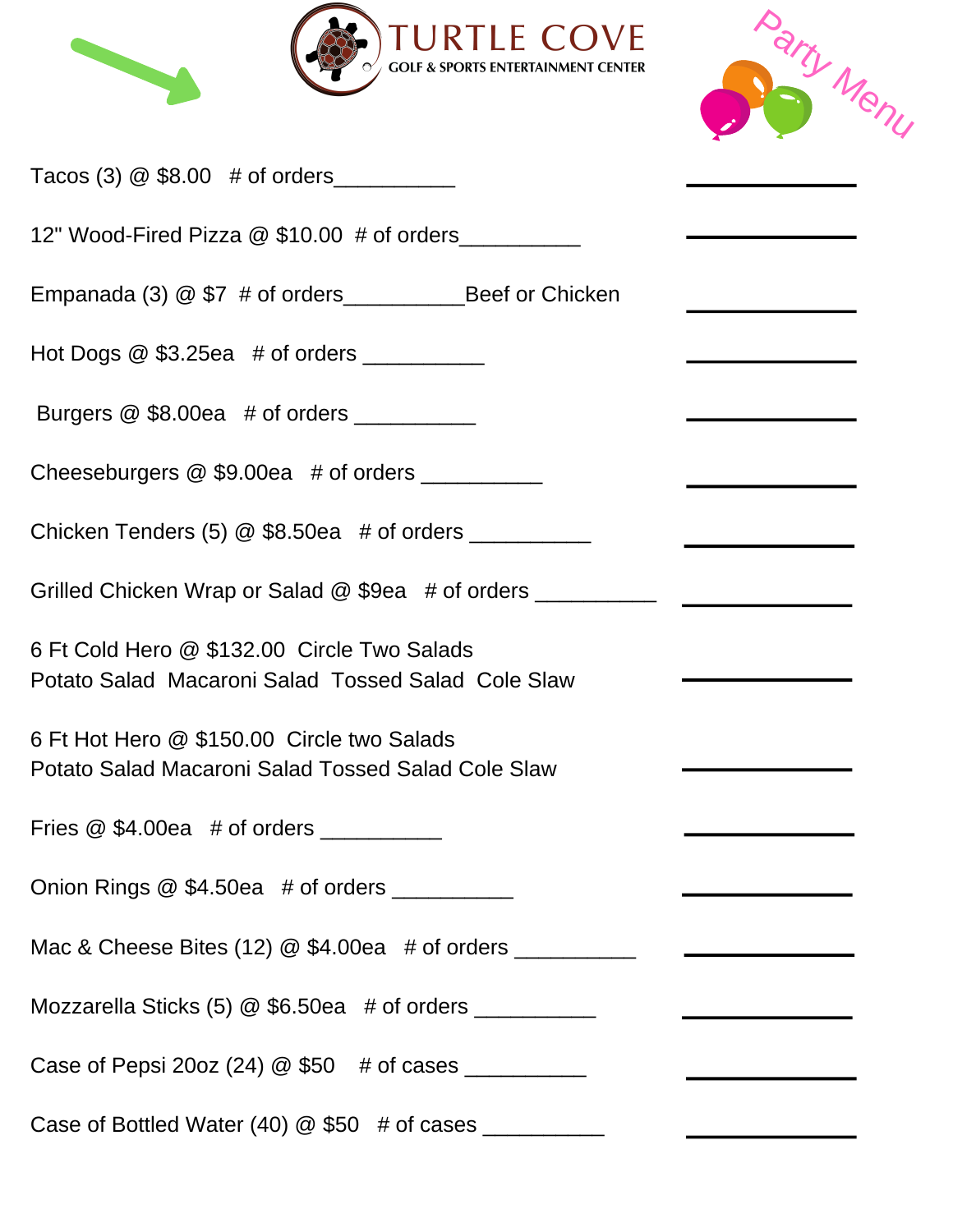# TURTLE COVE

GOLF & SPORTS ENTERTAINMENT CENTER

Party Menu

Tacos (3) @ $8.00   # of orders__________ __________

12" Wood-Fired Pizza @ $10.00  # of orders__________ __________

Empanada (3) @ $7  # of orders__________Beef or Chicken __________

Hot Dogs @ $3.25ea   # of orders __________ __________

Burgers @ $8.00ea   # of orders __________ __________

Cheeseburgers @ $9.00ea   # of orders __________ __________

Chicken Tenders (5) @ $8.50ea   # of orders __________ __________

Grilled Chicken Wrap or Salad @ $9ea   # of orders __________ __________

6 Ft Cold Hero @ $132.00  Circle Two Salads
Potato Salad  Macaroni Salad  Tossed Salad  Cole Slaw __________

6 Ft Hot Hero @ $150.00  Circle two Salads
Potato Salad Macaroni Salad Tossed Salad Cole Slaw __________

Fries @ $4.00ea   # of orders __________ __________

Onion Rings @ $4.50ea   # of orders __________ __________

Mac & Cheese Bites (12) @ $4.00ea   # of orders __________ __________

Mozzarella Sticks (5) @ $6.50ea   # of orders __________ __________

Case of Pepsi 20oz (24) @ $50   # of cases __________ __________

Case of Bottled Water (40) @ $50   # of cases __________ __________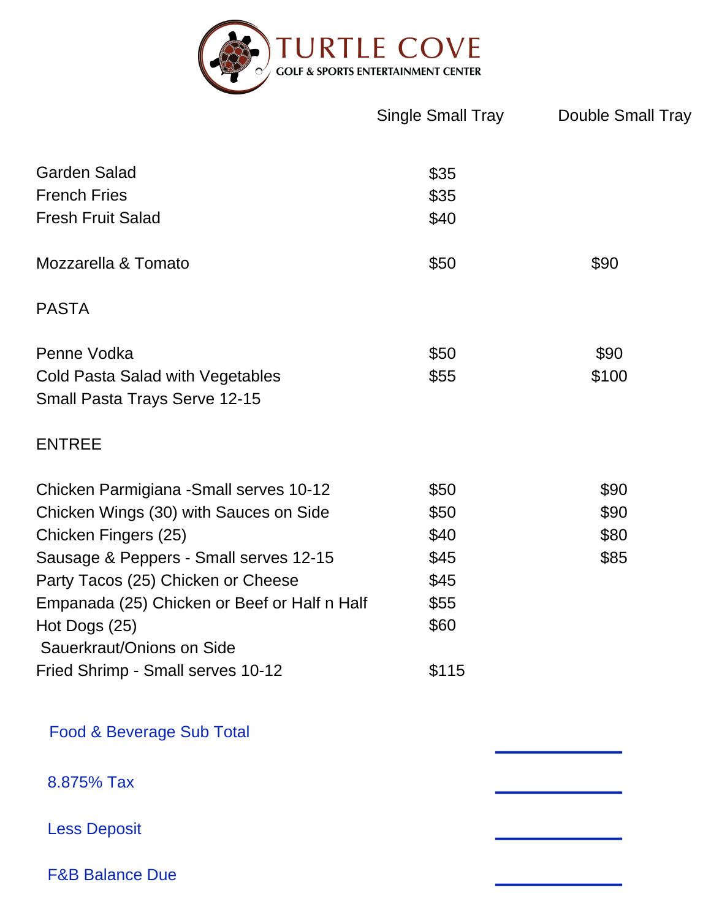# TURTLE COVE
**GOLF & SPORTS ENTERTAINMENT CENTER**

| | Single Small Tray | Double Small Tray |
|---|---|---|
| Garden Salad | $35 | |
| French Fries | $35 | |
| Fresh Fruit Salad | $40 | |
| Mozzarella & Tomato | $50 | $90 |
| **PASTA** | | |
| Penne Vodka | $50 | $90 |
| Cold Pasta Salad with Vegetables | $55 | $100 |
| Small Pasta Trays Serve 12-15 | | |
| **ENTREE** | | |
| Chicken Parmigiana -Small serves 10-12 | $50 | $90 |
| Chicken Wings (30) with Sauces on Side | $50 | $90 |
| Chicken Fingers (25) | $40 | $80 |
| Sausage & Peppers - Small serves 12-15 | $45 | $85 |
| Party Tacos (25) Chicken or Cheese | $45 | |
| Empanada (25) Chicken or Beef or Half n Half | $55 | |
| Hot Dogs (25) Sauerkraut/Onions on Side | $60 | |
| Fried Shrimp - Small serves 10-12 | $115 | |

Food & Beverage Sub Total ____________

8.875% Tax ____________

Less Deposit ____________

F&B Balance Due ____________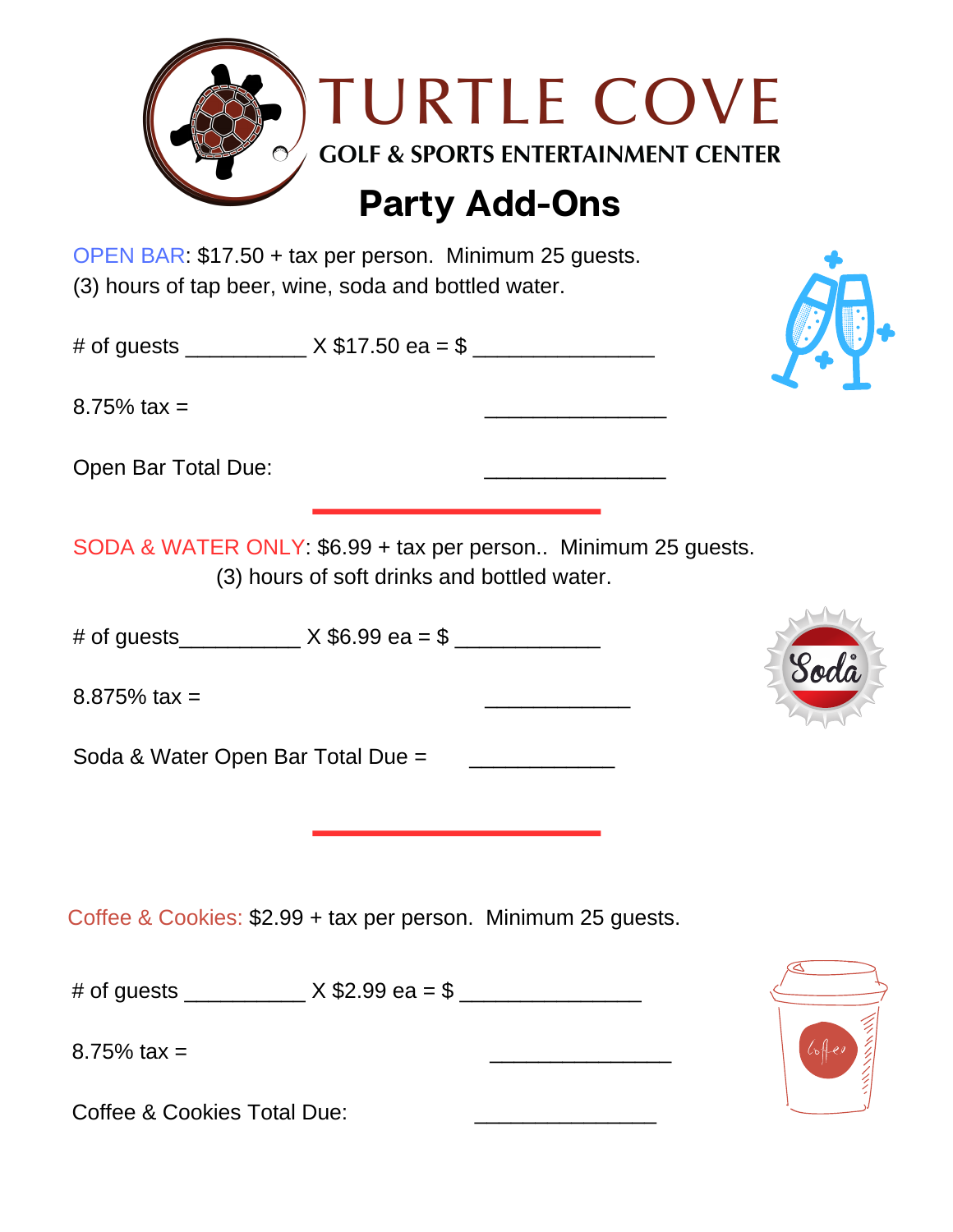# TURTLE COVE
GOLF & SPORTS ENTERTAINMENT CENTER

## Party Add-Ons

OPEN BAR: $17.50 + tax per person.  Minimum 25 guests.
(3) hours of tap beer, wine, soda and bottled water.

# of guests __________ X $17.50 ea = $ _______________

8.75% tax = _______________

Open Bar Total Due: _______________

---

SODA & WATER ONLY: $6.99 + tax per person..  Minimum 25 guests.
(3) hours of soft drinks and bottled water.

# of guests__________ X $6.99 ea = $ ____________

8.875% tax = ____________

Soda & Water Open Bar Total Due = ____________

---

Coffee & Cookies: $2.99 + tax per person.  Minimum 25 guests.

# of guests __________ X $2.99 ea = $ _______________

8.75% tax = _______________

Coffee & Cookies Total Due: _______________